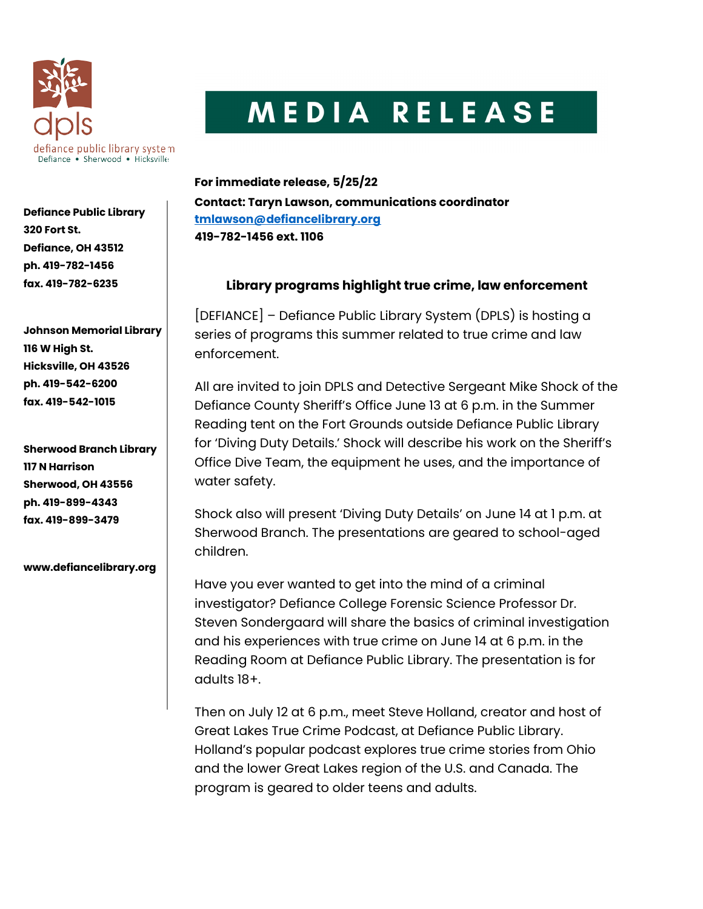dpls
defiance public library system
Defiance • Sherwood • Hicksville

# MEDIA RELEASE

**Defiance Public Library**
**320 Fort St.**
**Defiance, OH 43512**
**ph. 419-782-1456**
**fax. 419-782-6235**

**Johnson Memorial Library**
**116 W High St.**
**Hicksville, OH 43526**
**ph. 419-542-6200**
**fax. 419-542-1015**

**Sherwood Branch Library**
**117 N Harrison**
**Sherwood, OH 43556**
**ph. 419-899-4343**
**fax. 419-899-3479**

**www.defiancelibrary.org**

**For immediate release, 5/25/22**
**Contact: Taryn Lawson, communications coordinator**
**tmlawson@defiancelibrary.org**
**419-782-1456 ext. 1106**

## Library programs highlight true crime, law enforcement

[DEFIANCE] – Defiance Public Library System (DPLS) is hosting a series of programs this summer related to true crime and law enforcement.

All are invited to join DPLS and Detective Sergeant Mike Shock of the Defiance County Sheriff's Office June 13 at 6 p.m. in the Summer Reading tent on the Fort Grounds outside Defiance Public Library for 'Diving Duty Details.' Shock will describe his work on the Sheriff's Office Dive Team, the equipment he uses, and the importance of water safety.

Shock also will present 'Diving Duty Details' on June 14 at 1 p.m. at Sherwood Branch. The presentations are geared to school-aged children.

Have you ever wanted to get into the mind of a criminal investigator? Defiance College Forensic Science Professor Dr. Steven Sondergaard will share the basics of criminal investigation and his experiences with true crime on June 14 at 6 p.m. in the Reading Room at Defiance Public Library. The presentation is for adults 18+.

Then on July 12 at 6 p.m., meet Steve Holland, creator and host of Great Lakes True Crime Podcast, at Defiance Public Library. Holland's popular podcast explores true crime stories from Ohio and the lower Great Lakes region of the U.S. and Canada. The program is geared to older teens and adults.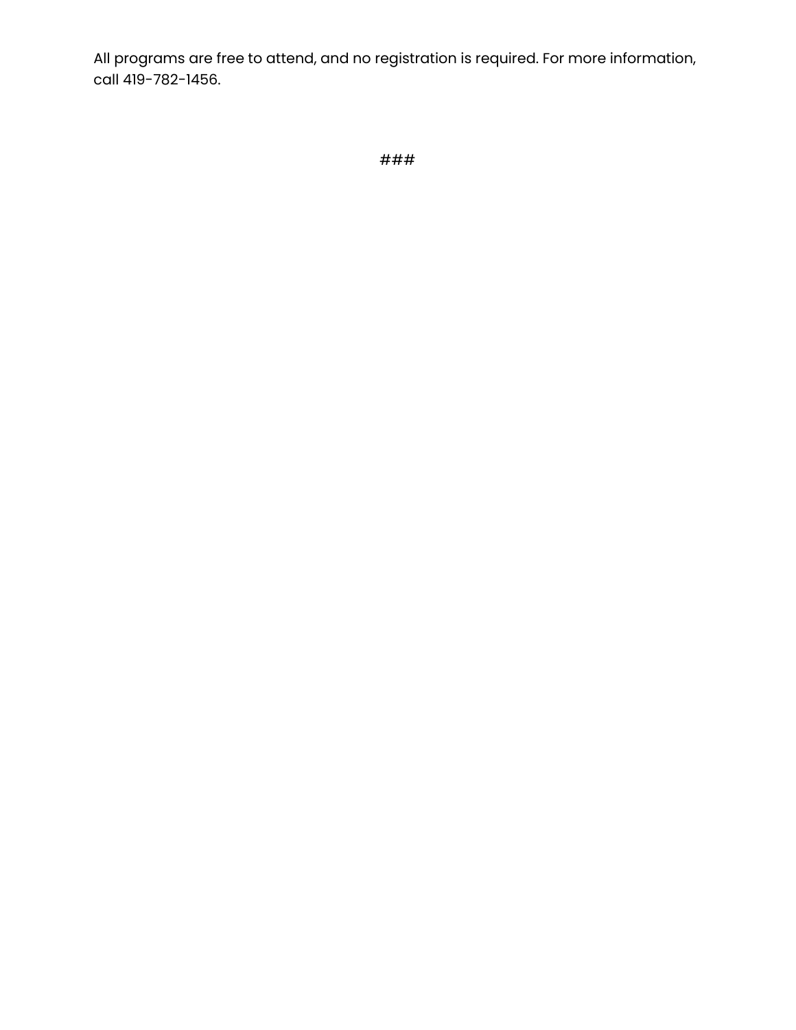All programs are free to attend, and no registration is required. For more information, call 419-782-1456.

###